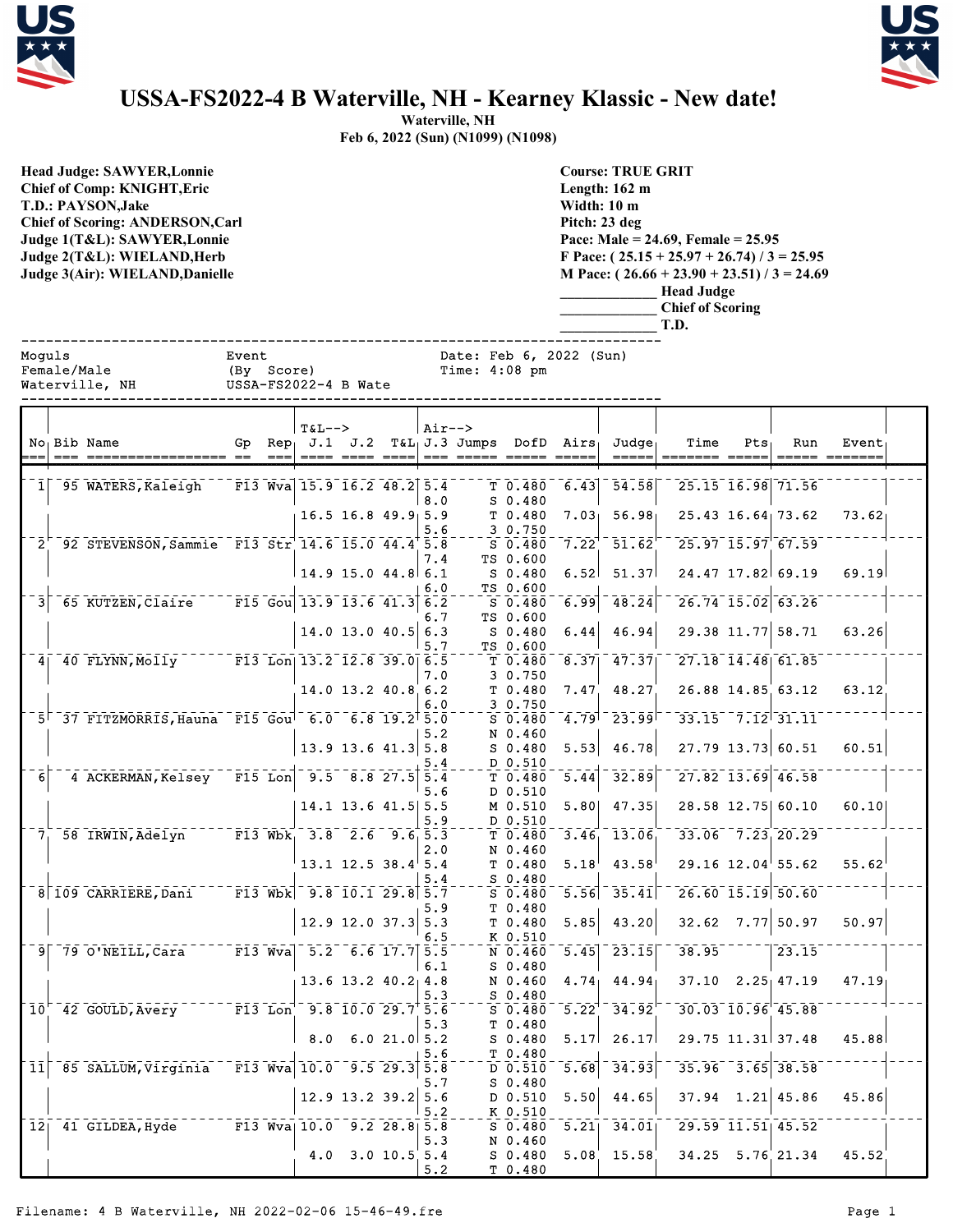# USSA-FS2022-4 B Waterville, NH - Kearney Klassic - New date!

**Waterville, NH**
**Feb 6, 2022 (Sun) (N1099) (N1098)**

**Head Judge: SAWYER,Lonnie**
**Chief of Comp: KNIGHT,Eric**
**T.D.: PAYSON,Jake**
**Chief of Scoring: ANDERSON,Carl**
**Judge 1(T&L): SAWYER,Lonnie**
**Judge 2(T&L): WIELAND,Herb**
**Judge 3(Air): WIELAND,Danielle**

**Course: TRUE GRIT**
**Length: 162 m**
**Width: 10 m**
**Pitch: 23 deg**
**Pace: Male = 24.69, Female = 25.95**
**F Pace: ( 25.15 + 25.97 + 26.74) / 3 = 25.95**
**M Pace: ( 26.66 + 23.90 + 23.51) / 3 = 24.69**
_____________ **Head Judge**
_____________ **Chief of Scoring**
_____________ **T.D.**

```
Moguls                  Event                   Date: Feb 6, 2022 (Sun)
Female/Male             (By  Score)             Time: 4:08 pm
Waterville, NH          USSA-FS2022-4 B Wate
```

| No | Bib | Name | Gp | Rep | T&L J.1 | J.2 | T&L | Air J.3 | Jumps | DofD | Airs | Judge | Time | Pts | Run | Event |
|---|---|---|---|---|---|---|---|---|---|---|---|---|---|---|---|---|
| 1 | 95 | WATERS,Kaleigh | F13 | Wva | 15.9 | 16.2 | 48.2 | 5.4 | T | 0.480 | 6.43 | 54.58 | 25.15 | 16.98 | 71.56 | |
| | | | | | | | | 8.0 | S | 0.480 | | | | | | |
| | | | | | 16.5 | 16.8 | 49.9 | 5.9 | T | 0.480 | 7.03 | 56.98 | 25.43 | 16.64 | 73.62 | 73.62 |
| | | | | | | | | 5.6 | 3 | 0.750 | | | | | | |
| 2 | 92 | STEVENSON,Sammie | F13 | Str | 14.6 | 15.0 | 44.4 | 5.8 | S | 0.480 | 7.22 | 51.62 | 25.97 | 15.97 | 67.59 | |
| | | | | | | | | 7.4 | TS | 0.600 | | | | | | |
| | | | | | 14.9 | 15.0 | 44.8 | 6.1 | S | 0.480 | 6.52 | 51.37 | 24.47 | 17.82 | 69.19 | 69.19 |
| | | | | | | | | 6.0 | TS | 0.600 | | | | | | |
| 3 | 65 | KUTZEN,Claire | F15 | Gou | 13.9 | 13.6 | 41.3 | 6.2 | S | 0.480 | 6.99 | 48.24 | 26.74 | 15.02 | 63.26 | |
| | | | | | | | | 6.7 | TS | 0.600 | | | | | | |
| | | | | | 14.0 | 13.0 | 40.5 | 6.3 | S | 0.480 | 6.44 | 46.94 | 29.38 | 11.77 | 58.71 | 63.26 |
| | | | | | | | | 5.7 | TS | 0.600 | | | | | | |
| 4 | 40 | FLYNN,Molly | F13 | Lon | 13.2 | 12.8 | 39.0 | 6.5 | T | 0.480 | 8.37 | 47.37 | 27.18 | 14.48 | 61.85 | |
| | | | | | | | | 7.0 | 3 | 0.750 | | | | | | |
| | | | | | 14.0 | 13.2 | 40.8 | 6.2 | T | 0.480 | 7.47 | 48.27 | 26.88 | 14.85 | 63.12 | 63.12 |
| | | | | | | | | 6.0 | 3 | 0.750 | | | | | | |
| 5 | 37 | FITZMORRIS,Hauna | F15 | Gou | 6.0 | 6.8 | 19.2 | 5.0 | S | 0.480 | 4.79 | 23.99 | 33.15 | 7.12 | 31.11 | |
| | | | | | | | | 5.2 | N | 0.460 | | | | | | |
| | | | | | 13.9 | 13.6 | 41.3 | 5.8 | S | 0.480 | 5.53 | 46.78 | 27.79 | 13.73 | 60.51 | 60.51 |
| | | | | | | | | 5.4 | D | 0.510 | | | | | | |
| 6 | 4 | ACKERMAN,Kelsey | F15 | Lon | 9.5 | 8.8 | 27.5 | 5.4 | T | 0.480 | 5.44 | 32.89 | 27.82 | 13.69 | 46.58 | |
| | | | | | | | | 5.6 | D | 0.510 | | | | | | |
| | | | | | 14.1 | 13.6 | 41.5 | 5.5 | M | 0.510 | 5.80 | 47.35 | 28.58 | 12.75 | 60.10 | 60.10 |
| | | | | | | | | 5.9 | D | 0.510 | | | | | | |
| 7 | 58 | IRWIN,Adelyn | F13 | Wbk | 3.8 | 2.6 | 9.6 | 5.3 | T | 0.480 | 3.46 | 13.06 | 33.06 | 7.23 | 20.29 | |
| | | | | | | | | 2.0 | N | 0.460 | | | | | | |
| | | | | | 13.1 | 12.5 | 38.4 | 5.4 | T | 0.480 | 5.18 | 43.58 | 29.16 | 12.04 | 55.62 | 55.62 |
| | | | | | | | | 5.4 | S | 0.480 | | | | | | |
| 8 | 109 | CARRIERE,Dani | F13 | Wbk | 9.8 | 10.1 | 29.8 | 5.7 | S | 0.480 | 5.56 | 35.41 | 26.60 | 15.19 | 50.60 | |
| | | | | | | | | 5.9 | T | 0.480 | | | | | | |
| | | | | | 12.9 | 12.0 | 37.3 | 5.3 | T | 0.480 | 5.85 | 43.20 | 32.62 | 7.77 | 50.97 | 50.97 |
| | | | | | | | | 6.5 | K | 0.510 | | | | | | |
| 9 | 79 | O'NEILL,Cara | F13 | Wva | 5.2 | 6.6 | 17.7 | 5.5 | N | 0.460 | 5.45 | 23.15 | 38.95 | | 23.15 | |
| | | | | | | | | 6.1 | S | 0.480 | | | | | | |
| | | | | | 13.6 | 13.2 | 40.2 | 4.8 | N | 0.460 | 4.74 | 44.94 | 37.10 | 2.25 | 47.19 | 47.19 |
| | | | | | | | | 5.3 | S | 0.480 | | | | | | |
| 10 | 42 | GOULD,Avery | F13 | Lon | 9.8 | 10.0 | 29.7 | 5.6 | S | 0.480 | 5.22 | 34.92 | 30.03 | 10.96 | 45.88 | |
| | | | | | | | | 5.3 | T | 0.480 | | | | | | |
| | | | | | 8.0 | 6.0 | 21.0 | 5.2 | S | 0.480 | 5.17 | 26.17 | 29.75 | 11.31 | 37.48 | 45.88 |
| | | | | | | | | 5.6 | T | 0.480 | | | | | | |
| 11 | 85 | SALLUM,Virginia | F13 | Wva | 10.0 | 9.5 | 29.3 | 5.8 | D | 0.510 | 5.68 | 34.93 | 35.96 | 3.65 | 38.58 | |
| | | | | | | | | 5.7 | S | 0.480 | | | | | | |
| | | | | | 12.9 | 13.2 | 39.2 | 5.6 | D | 0.510 | 5.50 | 44.65 | 37.94 | 1.21 | 45.86 | 45.86 |
| | | | | | | | | 5.2 | K | 0.510 | | | | | | |
| 12 | 41 | GILDEA,Hyde | F13 | Wva | 10.0 | 9.2 | 28.8 | 5.8 | S | 0.480 | 5.21 | 34.01 | 29.59 | 11.51 | 45.52 | |
| | | | | | | | | 5.3 | N | 0.460 | | | | | | |
| | | | | | 4.0 | 3.0 | 10.5 | 5.4 | S | 0.480 | 5.08 | 15.58 | 34.25 | 5.76 | 21.34 | 45.52 |
| | | | | | | | | 5.2 | T | 0.480 | | | | | | |

Filename: 4 B Waterville, NH 2022-02-06 15-46-49.fre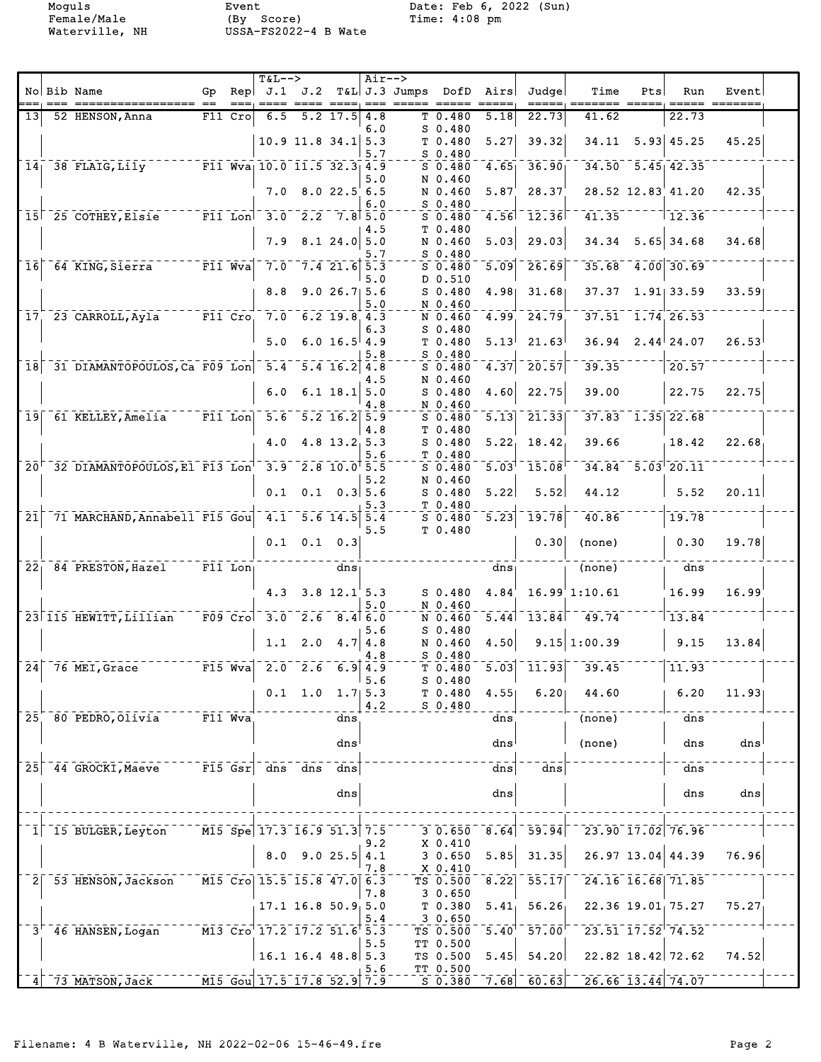Moguls
Female/Male
Waterville, NH

Event
(By Score)
USSA-FS2022-4 B Wate

Date: Feb 6, 2022 (Sun)
Time: 4:08 pm

| No | Bib | Name | Gp | Rep | T&L--> J.1 | J.2 | T&L | Air--> J.3 | Jumps | DofD | Airs | Judge | Time | Pts | Run | Event |
|---|---|---|---|---|---|---|---|---|---|---|---|---|---|---|---|---|
| 13 | 52 | HENSON,Anna | F11 | Cro | 6.5 | 5.2 | 17.5 | 4.8 | T | 0.480 | 5.18 | 22.73 | 41.62 | | 22.73 | |
| | | | | | | | | 6.0 | S | 0.480 | | | | | | |
| | | | | | 10.9 | 11.8 | 34.1 | 5.3 | T | 0.480 | 5.27 | 39.32 | 34.11 | 5.93 | 45.25 | 45.25 |
| | | | | | | | | 5.7 | S | 0.480 | | | | | | |
| 14 | 38 | FLAIG,Lily | F11 | Wva | 10.0 | 11.5 | 32.3 | 4.9 | S | 0.480 | 4.65 | 36.90 | 34.50 | 5.45 | 42.35 | |
| | | | | | | | | 5.0 | N | 0.460 | | | | | | |
| | | | | | 7.0 | 8.0 | 22.5 | 6.5 | N | 0.460 | 5.87 | 28.37 | 28.52 | 12.83 | 41.20 | 42.35 |
| | | | | | | | | 6.0 | S | 0.480 | | | | | | |
| 15 | 25 | COTHEY,Elsie | F11 | Lon | 3.0 | 2.2 | 7.8 | 5.0 | S | 0.480 | 4.56 | 12.36 | 41.35 | | 12.36 | |
| | | | | | | | | 4.5 | T | 0.480 | | | | | | |
| | | | | | 7.9 | 8.1 | 24.0 | 5.0 | N | 0.460 | 5.03 | 29.03 | 34.34 | 5.65 | 34.68 | 34.68 |
| | | | | | | | | 5.7 | S | 0.480 | | | | | | |
| 16 | 64 | KING,Sierra | F11 | Wva | 7.0 | 7.4 | 21.6 | 5.3 | S | 0.480 | 5.09 | 26.69 | 35.68 | 4.00 | 30.69 | |
| | | | | | | | | 5.0 | D | 0.510 | | | | | | |
| | | | | | 8.8 | 9.0 | 26.7 | 5.6 | S | 0.480 | 4.98 | 31.68 | 37.37 | 1.91 | 33.59 | 33.59 |
| | | | | | | | | 5.0 | N | 0.460 | | | | | | |
| 17 | 23 | CARROLL,Ayla | F11 | Cro | 7.0 | 6.2 | 19.8 | 4.3 | N | 0.460 | 4.99 | 24.79 | 37.51 | 1.74 | 26.53 | |
| | | | | | | | | 6.3 | S | 0.480 | | | | | | |
| | | | | | 5.0 | 6.0 | 16.5 | 4.9 | T | 0.480 | 5.13 | 21.63 | 36.94 | 2.44 | 24.07 | 26.53 |
| | | | | | | | | 5.8 | S | 0.480 | | | | | | |
| 18 | 31 | DIAMANTOPOULOS,Ca | F09 | Lon | 5.4 | 5.4 | 16.2 | 4.8 | S | 0.480 | 4.37 | 20.57 | 39.35 | | 20.57 | |
| | | | | | | | | 4.5 | N | 0.460 | | | | | | |
| | | | | | 6.0 | 6.1 | 18.1 | 5.0 | S | 0.480 | 4.60 | 22.75 | 39.00 | | 22.75 | 22.75 |
| | | | | | | | | 4.8 | N | 0.460 | | | | | | |
| 19 | 61 | KELLEY,Amelia | F11 | Lon | 5.6 | 5.2 | 16.2 | 5.9 | S | 0.480 | 5.13 | 21.33 | 37.83 | 1.35 | 22.68 | |
| | | | | | | | | 4.8 | T | 0.480 | | | | | | |
| | | | | | 4.0 | 4.8 | 13.2 | 5.3 | S | 0.480 | 5.22 | 18.42 | 39.66 | | 18.42 | 22.68 |
| | | | | | | | | 5.6 | T | 0.480 | | | | | | |
| 20 | 32 | DIAMANTOPOULOS,El | F13 | Lon | 3.9 | 2.8 | 10.0 | 5.5 | S | 0.480 | 5.03 | 15.08 | 34.84 | 5.03 | 20.11 | |
| | | | | | | | | 5.2 | N | 0.460 | | | | | | |
| | | | | | 0.1 | 0.1 | 0.3 | 5.6 | S | 0.480 | 5.22 | 5.52 | 44.12 | | 5.52 | 20.11 |
| | | | | | | | | 5.3 | T | 0.480 | | | | | | |
| 21 | 71 | MARCHAND,Annabell | F15 | Gou | 4.1 | 5.6 | 14.5 | 5.4 | S | 0.480 | 5.23 | 19.78 | 40.86 | | 19.78 | |
| | | | | | | | | 5.5 | T | 0.480 | | | | | | |
| | | | | | 0.1 | 0.1 | 0.3 | | | | | 0.30 | (none) | | 0.30 | 19.78 |
| 22 | 84 | PRESTON,Hazel | F11 | Lon | | | dns | | | | dns | | (none) | | dns | |
| | | | | | 4.3 | 3.8 | 12.1 | 5.3 | S | 0.480 | 4.84 | 16.99 | 1:10.61 | | 16.99 | 16.99 |
| | | | | | | | | 5.0 | N | 0.460 | | | | | | |
| 23 | 115 | HEWITT,Lillian | F09 | Cro | 3.0 | 2.6 | 8.4 | 6.0 | N | 0.460 | 5.44 | 13.84 | 49.74 | | 13.84 | |
| | | | | | | | | 5.6 | S | 0.480 | | | | | | |
| | | | | | 1.1 | 2.0 | 4.7 | 4.8 | N | 0.460 | 4.50 | 9.15 | 1:00.39 | | 9.15 | 13.84 |
| | | | | | | | | 4.8 | S | 0.480 | | | | | | |
| 24 | 76 | MEI,Grace | F15 | Wva | 2.0 | 2.6 | 6.9 | 4.9 | T | 0.480 | 5.03 | 11.93 | 39.45 | | 11.93 | |
| | | | | | | | | 5.6 | S | 0.480 | | | | | | |
| | | | | | 0.1 | 1.0 | 1.7 | 5.3 | T | 0.480 | 4.55 | 6.20 | 44.60 | | 6.20 | 11.93 |
| | | | | | | | | 4.2 | S | 0.480 | | | | | | |
| 25 | 80 | PEDRO,Olivia | F11 | Wva | | | dns | | | | dns | | (none) | | dns | |
| | | | | | | | dns | | | | dns | | (none) | | dns | dns |
| 25 | 44 | GROCKI,Maeve | F15 | Gsr | dns | dns | dns | | | | dns | dns | | | dns | |
| | | | | | | | dns | | | | dns | | | | dns | dns |
| 1 | 15 | BULGER,Leyton | M15 | Spe | 17.3 | 16.9 | 51.3 | 7.5 | 3 | 0.650 | 8.64 | 59.94 | 23.90 | 17.02 | 76.96 | |
| | | | | | | | | 9.2 | X | 0.410 | | | | | | |
| | | | | | 8.0 | 9.0 | 25.5 | 4.1 | 3 | 0.650 | 5.85 | 31.35 | 26.97 | 13.04 | 44.39 | 76.96 |
| | | | | | | | | 7.8 | X | 0.410 | | | | | | |
| 2 | 53 | HENSON,Jackson | M15 | Cro | 15.5 | 15.8 | 47.0 | 6.3 | TS | 0.500 | 8.22 | 55.17 | 24.16 | 16.68 | 71.85 | |
| | | | | | | | | 7.8 | 3 | 0.650 | | | | | | |
| | | | | | 17.1 | 16.8 | 50.9 | 5.0 | T | 0.380 | 5.41 | 56.26 | 22.36 | 19.01 | 75.27 | 75.27 |
| | | | | | | | | 5.4 | 3 | 0.650 | | | | | | |
| 3 | 46 | HANSEN,Logan | M13 | Cro | 17.2 | 17.2 | 51.6 | 5.3 | TS | 0.500 | 5.40 | 57.00 | 23.51 | 17.52 | 74.52 | |
| | | | | | | | | 5.5 | TT | 0.500 | | | | | | |
| | | | | | 16.1 | 16.4 | 48.8 | 5.3 | TS | 0.500 | 5.45 | 54.20 | 22.82 | 18.42 | 72.62 | 74.52 |
| | | | | | | | | 5.6 | TT | 0.500 | | | | | | |
| 4 | 73 | MATSON,Jack | M15 | Gou | 17.5 | 17.8 | 52.9 | 7.9 | S | 0.380 | 7.68 | 60.63 | 26.66 | 13.44 | 74.07 | |

Filename: 4 B Waterville, NH 2022-02-06 15-46-49.fre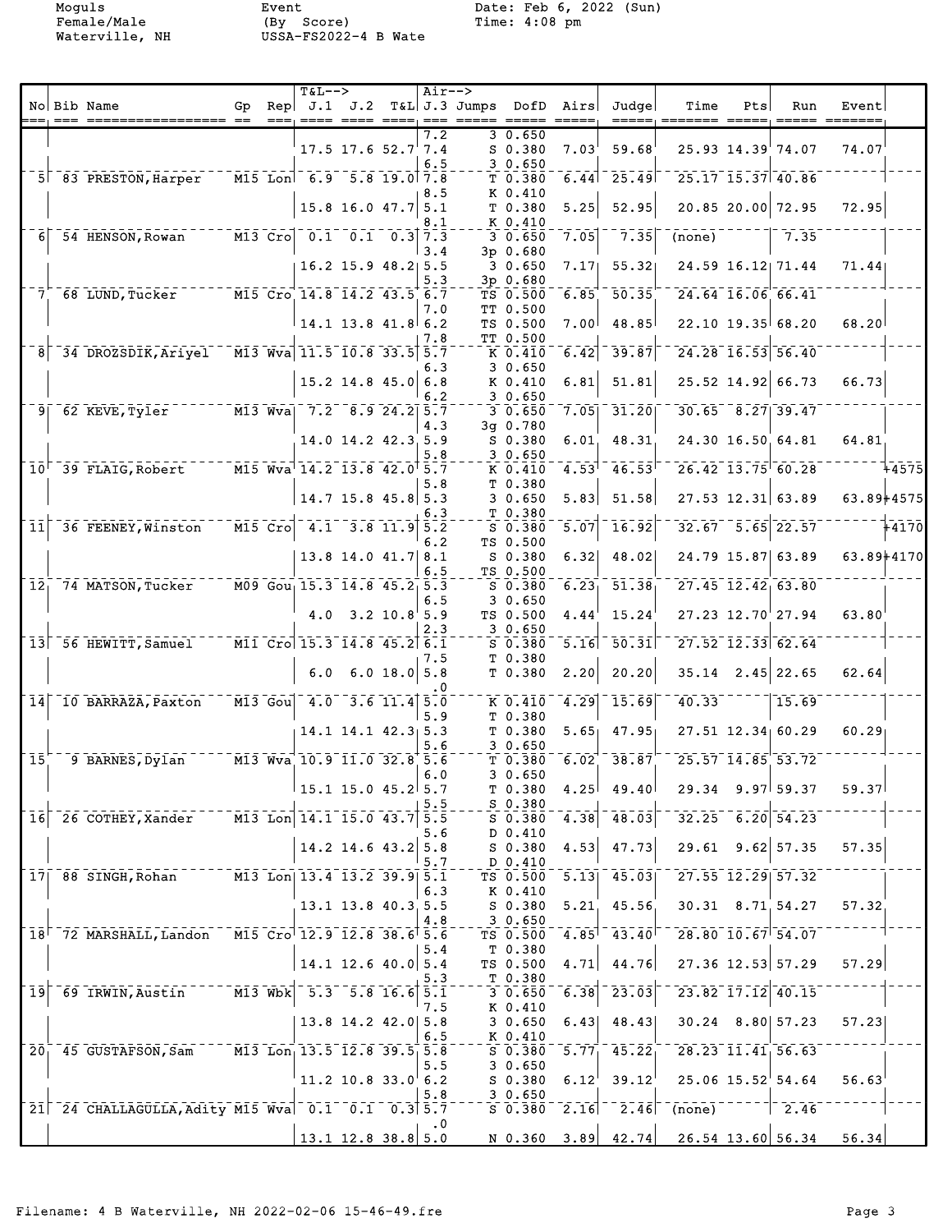Moguls
Female/Male
Waterville, NH

Event
(By Score)
USSA-FS2022-4 B Wate

Date: Feb 6, 2022 (Sun)
Time: 4:08 pm

| No | Bib | Name | Gp | Rep | J.1 | J.2 | T&L | J.3 | Jumps | DofD | Airs | Judge | Time | Pts | Run | Event | |
|---|---|---|---|---|---|---|---|---|---|---|---|---|---|---|---|---|---|
| | | | | | | | | 7.2 | 3 | 0.650 | | | | | | | |
| | | | | | 17.5 | 17.6 | 52.7 | 7.4 | S | 0.380 | 7.03 | 59.68 | 25.93 | 14.39 | 74.07 | 74.07 | |
| | | | | | | | | 6.5 | 3 | 0.650 | | | | | | | |
| 5 | 83 | PRESTON, Harper | M15 | Lon | 6.9 | 5.8 | 19.0 | 7.8 | T | 0.380 | 6.44 | 25.49 | 25.17 | 15.37 | 40.86 | | |
| | | | | | | | | 8.5 | K | 0.410 | | | | | | | |
| | | | | | 15.8 | 16.0 | 47.7 | 5.1 | T | 0.380 | 5.25 | 52.95 | 20.85 | 20.00 | 72.95 | 72.95 | |
| | | | | | | | | 8.1 | K | 0.410 | | | | | | | |
| 6 | 54 | HENSON, Rowan | M13 | Cro | 0.1 | 0.1 | 0.3 | 7.3 | 3 | 0.650 | 7.05 | 7.35 | (none) | | 7.35 | | |
| | | | | | | | | 3.4 | 3p | 0.680 | | | | | | | |
| | | | | | 16.2 | 15.9 | 48.2 | 5.5 | 3 | 0.650 | 7.17 | 55.32 | 24.59 | 16.12 | 71.44 | 71.44 | |
| | | | | | | | | 5.3 | 3p | 0.680 | | | | | | | |
| 7 | 68 | LUND, Tucker | M15 | Cro | 14.8 | 14.2 | 43.5 | 6.7 | TS | 0.500 | 6.85 | 50.35 | 24.64 | 16.06 | 66.41 | | |
| | | | | | | | | 7.0 | TT | 0.500 | | | | | | | |
| | | | | | 14.1 | 13.8 | 41.8 | 6.2 | TS | 0.500 | 7.00 | 48.85 | 22.10 | 19.35 | 68.20 | 68.20 | |
| | | | | | | | | 7.8 | TT | 0.500 | | | | | | | |
| 8 | 34 | DROZSDIK, Ariyel | M13 | Wva | 11.5 | 10.8 | 33.5 | 5.7 | K | 0.410 | 6.42 | 39.87 | 24.28 | 16.53 | 56.40 | | |
| | | | | | | | | 6.3 | 3 | 0.650 | | | | | | | |
| | | | | | 15.2 | 14.8 | 45.0 | 6.8 | K | 0.410 | 6.81 | 51.81 | 25.52 | 14.92 | 66.73 | 66.73 | |
| | | | | | | | | 6.2 | 3 | 0.650 | | | | | | | |
| 9 | 62 | KEVE, Tyler | M13 | Wva | 7.2 | 8.9 | 24.2 | 5.7 | 3 | 0.650 | 7.05 | 31.20 | 30.65 | 8.27 | 39.47 | | |
| | | | | | | | | 4.3 | 3g | 0.780 | | | | | | | |
| | | | | | 14.0 | 14.2 | 42.3 | 5.9 | S | 0.380 | 6.01 | 48.31 | 24.30 | 16.50 | 64.81 | 64.81 | |
| | | | | | | | | 5.8 | 3 | 0.650 | | | | | | | |
| 10 | 39 | FLAIG, Robert | M15 | Wva | 14.2 | 13.8 | 42.0 | 5.7 | K | 0.410 | 4.53 | 46.53 | 26.42 | 13.75 | 60.28 | | +4575 |
| | | | | | | | | 5.8 | T | 0.380 | | | | | | | |
| | | | | | 14.7 | 15.8 | 45.8 | 5.3 | 3 | 0.650 | 5.83 | 51.58 | 27.53 | 12.31 | 63.89 | 63.89 | +4575 |
| | | | | | | | | 6.3 | T | 0.380 | | | | | | | |
| 11 | 36 | FEENEY, Winston | M15 | Cro | 4.1 | 3.8 | 11.9 | 5.2 | S | 0.380 | 5.07 | 16.92 | 32.67 | 5.65 | 22.57 | | +4170 |
| | | | | | | | | 6.2 | TS | 0.500 | | | | | | | |
| | | | | | 13.8 | 14.0 | 41.7 | 8.1 | S | 0.380 | 6.32 | 48.02 | 24.79 | 15.87 | 63.89 | 63.89 | +4170 |
| | | | | | | | | 6.5 | TS | 0.500 | | | | | | | |
| 12 | 74 | MATSON, Tucker | M09 | Gou | 15.3 | 14.8 | 45.2 | 5.3 | S | 0.380 | 6.23 | 51.38 | 27.45 | 12.42 | 63.80 | | |
| | | | | | | | | 6.5 | 3 | 0.650 | | | | | | | |
| | | | | | 4.0 | 3.2 | 10.8 | 5.9 | TS | 0.500 | 4.44 | 15.24 | 27.23 | 12.70 | 27.94 | 63.80 | |
| | | | | | | | | 2.3 | 3 | 0.650 | | | | | | | |
| 13 | 56 | HEWITT, Samuel | M11 | Cro | 15.3 | 14.8 | 45.2 | 6.1 | S | 0.380 | 5.16 | 50.31 | 27.52 | 12.33 | 62.64 | | |
| | | | | | | | | 7.5 | T | 0.380 | | | | | | | |
| | | | | | 6.0 | 6.0 | 18.0 | 5.8 | T | 0.380 | 2.20 | 20.20 | 35.14 | 2.45 | 22.65 | 62.64 | |
| | | | | | | | | .0 | | | | | | | | | |
| 14 | 10 | BARRAZA, Paxton | M13 | Gou | 4.0 | 3.6 | 11.4 | 5.0 | K | 0.410 | 4.29 | 15.69 | 40.33 | | 15.69 | | |
| | | | | | | | | 5.9 | T | 0.380 | | | | | | | |
| | | | | | 14.1 | 14.1 | 42.3 | 5.3 | T | 0.380 | 5.65 | 47.95 | 27.51 | 12.34 | 60.29 | 60.29 | |
| | | | | | | | | 5.6 | 3 | 0.650 | | | | | | | |
| 15 | 9 | BARNES, Dylan | M13 | Wva | 10.9 | 11.0 | 32.8 | 5.6 | T | 0.380 | 6.02 | 38.87 | 25.57 | 14.85 | 53.72 | | |
| | | | | | | | | 6.0 | 3 | 0.650 | | | | | | | |
| | | | | | 15.1 | 15.0 | 45.2 | 5.7 | T | 0.380 | 4.25 | 49.40 | 29.34 | 9.97 | 59.37 | 59.37 | |
| | | | | | | | | 5.5 | S | 0.380 | | | | | | | |
| 16 | 26 | COTHEY, Xander | M13 | Lon | 14.1 | 15.0 | 43.7 | 5.5 | S | 0.380 | 4.38 | 48.03 | 32.25 | 6.20 | 54.23 | | |
| | | | | | | | | 5.6 | D | 0.410 | | | | | | | |
| | | | | | 14.2 | 14.6 | 43.2 | 5.8 | S | 0.380 | 4.53 | 47.73 | 29.61 | 9.62 | 57.35 | 57.35 | |
| | | | | | | | | 5.7 | D | 0.410 | | | | | | | |
| 17 | 88 | SINGH, Rohan | M13 | Lon | 13.4 | 13.2 | 39.9 | 5.1 | TS | 0.500 | 5.13 | 45.03 | 27.55 | 12.29 | 57.32 | | |
| | | | | | | | | 6.3 | K | 0.410 | | | | | | | |
| | | | | | 13.1 | 13.8 | 40.3 | 5.5 | S | 0.380 | 5.21 | 45.56 | 30.31 | 8.71 | 54.27 | 57.32 | |
| | | | | | | | | 4.8 | 3 | 0.650 | | | | | | | |
| 18 | 72 | MARSHALL, Landon | M15 | Cro | 12.9 | 12.8 | 38.6 | 5.6 | TS | 0.500 | 4.85 | 43.40 | 28.80 | 10.67 | 54.07 | | |
| | | | | | | | | 5.4 | T | 0.380 | | | | | | | |
| | | | | | 14.1 | 12.6 | 40.0 | 5.4 | TS | 0.500 | 4.71 | 44.76 | 27.36 | 12.53 | 57.29 | 57.29 | |
| | | | | | | | | 5.3 | T | 0.380 | | | | | | | |
| 19 | 69 | IRWIN, Austin | M13 | Wbk | 5.3 | 5.8 | 16.6 | 5.1 | 3 | 0.650 | 6.38 | 23.03 | 23.82 | 17.12 | 40.15 | | |
| | | | | | | | | 7.5 | K | 0.410 | | | | | | | |
| | | | | | 13.8 | 14.2 | 42.0 | 5.8 | 3 | 0.650 | 6.43 | 48.43 | 30.24 | 8.80 | 57.23 | 57.23 | |
| | | | | | | | | 6.5 | K | 0.410 | | | | | | | |
| 20 | 45 | GUSTAFSON, Sam | M13 | Lon | 13.5 | 12.8 | 39.5 | 5.8 | S | 0.380 | 5.77 | 45.22 | 28.23 | 11.41 | 56.63 | | |
| | | | | | | | | 5.5 | 3 | 0.650 | | | | | | | |
| | | | | | 11.2 | 10.8 | 33.0 | 6.2 | S | 0.380 | 6.12 | 39.12 | 25.06 | 15.52 | 54.64 | 56.63 | |
| | | | | | | | | 5.8 | 3 | 0.650 | | | | | | | |
| 21 | 24 | CHALLAGULLA, Adity | M15 | Wva | 0.1 | 0.1 | 0.3 | 5.7 | S | 0.380 | 2.16 | 2.46 | (none) | | 2.46 | | |
| | | | | | | | | .0 | | | | | | | | | |
| | | | | | 13.1 | 12.8 | 38.8 | 5.0 | N | 0.360 | 3.89 | 42.74 | 26.54 | 13.60 | 56.34 | 56.34 | |

Filename: 4 B Waterville, NH 2022-02-06 15-46-49.fre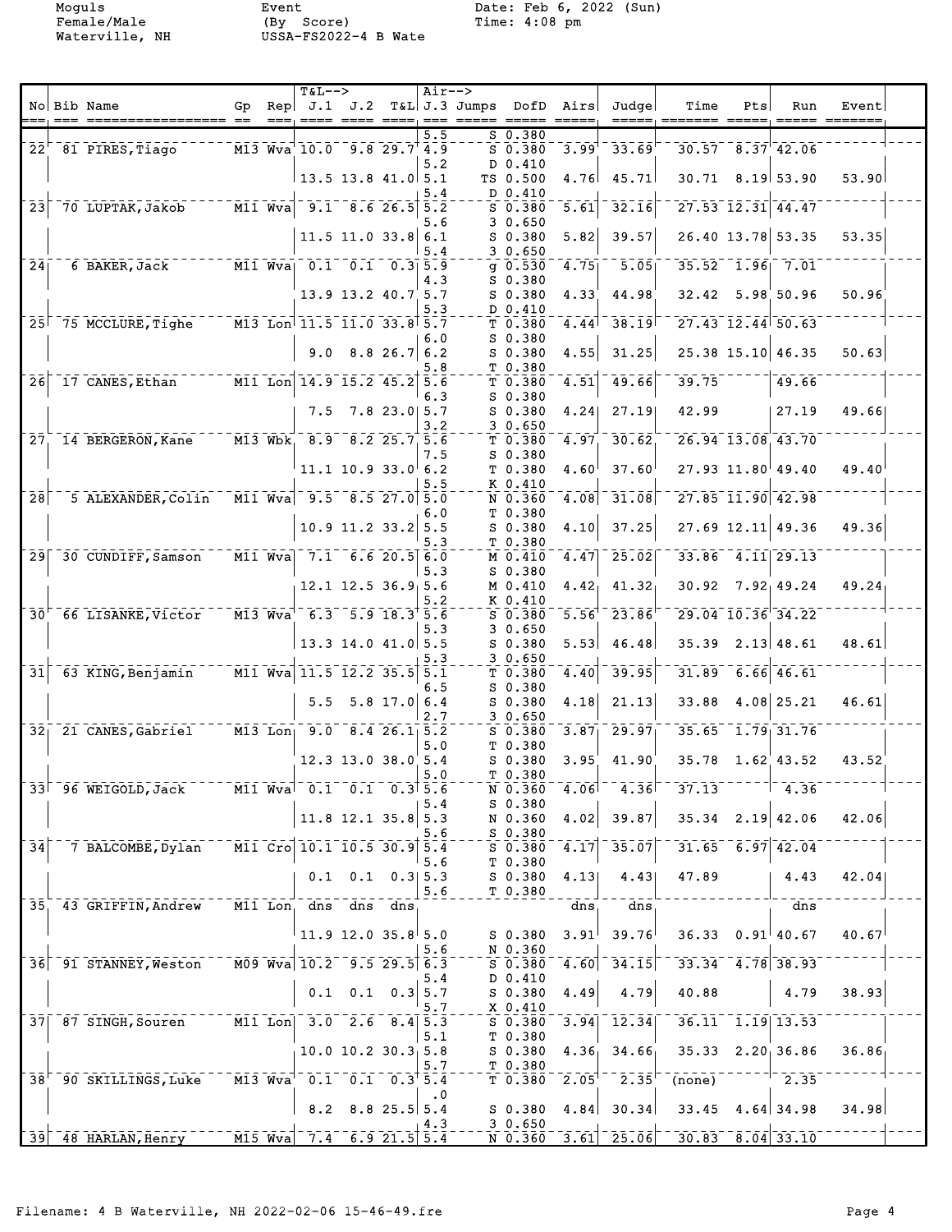Moguls
Female/Male
Waterville, NH

Event
(By Score)
USSA-FS2022-4 B Wate

Date: Feb 6, 2022 (Sun)
Time: 4:08 pm

| No | Bib | Name | Gp | Rep | T&L J.1 | J.2 | T&L | Air J.3 | Jumps | DofD | Airs | Judge | Time | Pts | Run | Event |
|---|---|---|---|---|---|---|---|---|---|---|---|---|---|---|---|---|
| | | | | | | | | 5.5 | S | 0.380 | | | | | | |
| 22 | 81 | PIRES, Tiago | M13 | Wva | 10.0 | 9.8 | 29.7 | 4.9 | S | 0.380 | 3.99 | 33.69 | 30.57 | 8.37 | 42.06 | |
| | | | | | | | | 5.2 | D | 0.410 | | | | | | |
| | | | | | 13.5 | 13.8 | 41.0 | 5.1 | TS | 0.500 | 4.76 | 45.71 | 30.71 | 8.19 | 53.90 | 53.90 |
| | | | | | | | | 5.4 | D | 0.410 | | | | | | |
| 23 | 70 | LUPTAK, Jakob | M11 | Wva | 9.1 | 8.6 | 26.5 | 5.2 | S | 0.380 | 5.61 | 32.16 | 27.53 | 12.31 | 44.47 | |
| | | | | | | | | 5.6 | 3 | 0.650 | | | | | | |
| | | | | | 11.5 | 11.0 | 33.8 | 6.1 | S | 0.380 | 5.82 | 39.57 | 26.40 | 13.78 | 53.35 | 53.35 |
| | | | | | | | | 5.4 | 3 | 0.650 | | | | | | |
| 24 | 6 | BAKER, Jack | M11 | Wva | 0.1 | 0.1 | 0.3 | 5.9 | g | 0.530 | 4.75 | 5.05 | 35.52 | 1.96 | 7.01 | |
| | | | | | | | | 4.3 | S | 0.380 | | | | | | |
| | | | | | 13.9 | 13.2 | 40.7 | 5.7 | S | 0.380 | 4.33 | 44.98 | 32.42 | 5.98 | 50.96 | 50.96 |
| | | | | | | | | 5.3 | D | 0.410 | | | | | | |
| 25 | 75 | MCCLURE, Tighe | M13 | Lon | 11.5 | 11.0 | 33.8 | 5.7 | T | 0.380 | 4.44 | 38.19 | 27.43 | 12.44 | 50.63 | |
| | | | | | | | | 6.0 | S | 0.380 | | | | | | |
| | | | | | 9.0 | 8.8 | 26.7 | 6.2 | S | 0.380 | 4.55 | 31.25 | 25.38 | 15.10 | 46.35 | 50.63 |
| | | | | | | | | 5.8 | T | 0.380 | | | | | | |
| 26 | 17 | CANES, Ethan | M11 | Lon | 14.9 | 15.2 | 45.2 | 5.6 | T | 0.380 | 4.51 | 49.66 | 39.75 | | 49.66 | |
| | | | | | | | | 6.3 | S | 0.380 | | | | | | |
| | | | | | 7.5 | 7.8 | 23.0 | 5.7 | S | 0.380 | 4.24 | 27.19 | 42.99 | | 27.19 | 49.66 |
| | | | | | | | | 3.2 | 3 | 0.650 | | | | | | |
| 27 | 14 | BERGERON, Kane | M13 | Wbk | 8.9 | 8.2 | 25.7 | 5.6 | T | 0.380 | 4.97 | 30.62 | 26.94 | 13.08 | 43.70 | |
| | | | | | | | | 7.5 | S | 0.380 | | | | | | |
| | | | | | 11.1 | 10.9 | 33.0 | 6.2 | T | 0.380 | 4.60 | 37.60 | 27.93 | 11.80 | 49.40 | 49.40 |
| | | | | | | | | 5.5 | K | 0.410 | | | | | | |
| 28 | 5 | ALEXANDER, Colin | M11 | Wva | 9.5 | 8.5 | 27.0 | 5.0 | N | 0.360 | 4.08 | 31.08 | 27.85 | 11.90 | 42.98 | |
| | | | | | | | | 6.0 | T | 0.380 | | | | | | |
| | | | | | 10.9 | 11.2 | 33.2 | 5.5 | S | 0.380 | 4.10 | 37.25 | 27.69 | 12.11 | 49.36 | 49.36 |
| | | | | | | | | 5.3 | T | 0.380 | | | | | | |
| 29 | 30 | CUNDIFF, Samson | M11 | Wva | 7.1 | 6.6 | 20.5 | 6.0 | M | 0.410 | 4.47 | 25.02 | 33.86 | 4.11 | 29.13 | |
| | | | | | | | | 5.3 | S | 0.380 | | | | | | |
| | | | | | 12.1 | 12.5 | 36.9 | 5.6 | M | 0.410 | 4.42 | 41.32 | 30.92 | 7.92 | 49.24 | 49.24 |
| | | | | | | | | 5.2 | K | 0.410 | | | | | | |
| 30 | 66 | LISANKE, Victor | M13 | Wva | 6.3 | 5.9 | 18.3 | 5.6 | S | 0.380 | 5.56 | 23.86 | 29.04 | 10.36 | 34.22 | |
| | | | | | | | | 5.3 | 3 | 0.650 | | | | | | |
| | | | | | 13.3 | 14.0 | 41.0 | 5.5 | S | 0.380 | 5.53 | 46.48 | 35.39 | 2.13 | 48.61 | 48.61 |
| | | | | | | | | 5.3 | 3 | 0.650 | | | | | | |
| 31 | 63 | KING, Benjamin | M11 | Wva | 11.5 | 12.2 | 35.5 | 5.1 | T | 0.380 | 4.40 | 39.95 | 31.89 | 6.66 | 46.61 | |
| | | | | | | | | 6.5 | S | 0.380 | | | | | | |
| | | | | | 5.5 | 5.8 | 17.0 | 6.4 | S | 0.380 | 4.18 | 21.13 | 33.88 | 4.08 | 25.21 | 46.61 |
| | | | | | | | | 2.7 | 3 | 0.650 | | | | | | |
| 32 | 21 | CANES, Gabriel | M13 | Lon | 9.0 | 8.4 | 26.1 | 5.2 | S | 0.380 | 3.87 | 29.97 | 35.65 | 1.79 | 31.76 | |
| | | | | | | | | 5.0 | T | 0.380 | | | | | | |
| | | | | | 12.3 | 13.0 | 38.0 | 5.4 | S | 0.380 | 3.95 | 41.90 | 35.78 | 1.62 | 43.52 | 43.52 |
| | | | | | | | | 5.0 | T | 0.380 | | | | | | |
| 33 | 96 | WEIGOLD, Jack | M11 | Wva | 0.1 | 0.1 | 0.3 | 5.6 | N | 0.360 | 4.06 | 4.36 | 37.13 | | 4.36 | |
| | | | | | | | | 5.4 | S | 0.380 | | | | | | |
| | | | | | 11.8 | 12.1 | 35.8 | 5.3 | N | 0.360 | 4.02 | 39.87 | 35.34 | 2.19 | 42.06 | 42.06 |
| | | | | | | | | 5.6 | S | 0.380 | | | | | | |
| 34 | 7 | BALCOMBE, Dylan | M11 | Cro | 10.1 | 10.5 | 30.9 | 5.4 | S | 0.380 | 4.17 | 35.07 | 31.65 | 6.97 | 42.04 | |
| | | | | | | | | 5.6 | T | 0.380 | | | | | | |
| | | | | | 0.1 | 0.1 | 0.3 | 5.3 | S | 0.380 | 4.13 | 4.43 | 47.89 | | 4.43 | 42.04 |
| | | | | | | | | 5.6 | T | 0.380 | | | | | | |
| 35 | 43 | GRIFFIN, Andrew | M11 | Lon | dns | dns | dns | | | | dns | dns | | | dns | |
| | | | | | 11.9 | 12.0 | 35.8 | 5.0 | S | 0.380 | 3.91 | 39.76 | 36.33 | 0.91 | 40.67 | 40.67 |
| | | | | | | | | 5.6 | N | 0.360 | | | | | | |
| 36 | 91 | STANNEY, Weston | M09 | Wva | 10.2 | 9.5 | 29.5 | 6.3 | S | 0.380 | 4.60 | 34.15 | 33.34 | 4.78 | 38.93 | |
| | | | | | | | | 5.4 | D | 0.410 | | | | | | |
| | | | | | 0.1 | 0.1 | 0.3 | 5.7 | S | 0.380 | 4.49 | 4.79 | 40.88 | | 4.79 | 38.93 |
| | | | | | | | | 5.7 | X | 0.410 | | | | | | |
| 37 | 87 | SINGH, Souren | M11 | Lon | 3.0 | 2.6 | 8.4 | 5.3 | S | 0.380 | 3.94 | 12.34 | 36.11 | 1.19 | 13.53 | |
| | | | | | | | | 5.1 | T | 0.380 | | | | | | |
| | | | | | 10.0 | 10.2 | 30.3 | 5.8 | S | 0.380 | 4.36 | 34.66 | 35.33 | 2.20 | 36.86 | 36.86 |
| | | | | | | | | 5.7 | T | 0.380 | | | | | | |
| 38 | 90 | SKILLINGS, Luke | M13 | Wva | 0.1 | 0.1 | 0.3 | 5.4 | T | 0.380 | 2.05 | 2.35 | (none) | | 2.35 | |
| | | | | | | | | .0 | | | | | | | | |
| | | | | | 8.2 | 8.8 | 25.5 | 5.4 | S | 0.380 | 4.84 | 30.34 | 33.45 | 4.64 | 34.98 | 34.98 |
| | | | | | | | | 4.3 | 3 | 0.650 | | | | | | |
| 39 | 48 | HARLAN, Henry | M15 | Wva | 7.4 | 6.9 | 21.5 | 5.4 | N | 0.360 | 3.61 | 25.06 | 30.83 | 8.04 | 33.10 | |

Filename: 4 B Waterville, NH 2022-02-06 15-46-49.fre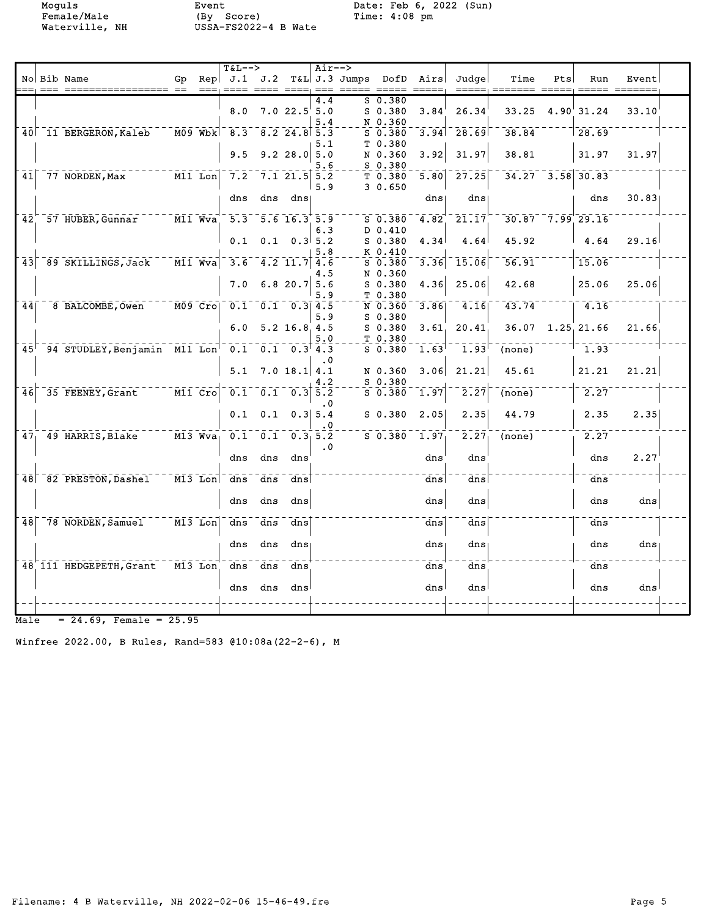Moguls Event Date: Feb 6, 2022 (Sun)
Female/Male (By Score) Time: 4:08 pm
Waterville, NH USSA-FS2022-4 B Wate

| No | Bib | Name | Gp | Rep | T&L--> J.1 | J.2 | T&L | Air--> J.3 | Jumps | DofD | Airs | Judge | Time | Pts | Run | Event |
|---|---|---|---|---|---|---|---|---|---|---|---|---|---|---|---|---|
| | | | | | | | | 4.4 | S | 0.380 | | | | | | |
| | | | | | 8.0 | 7.0 | 22.5 | 5.0 | S | 0.380 | 3.84 | 26.34 | 33.25 | 4.90 | 31.24 | 33.10 |
| | | | | | | | | 5.4 | N | 0.360 | | | | | | |
| 40 | 11 | BERGERON,Kaleb | M09 | Wbk | 8.3 | 8.2 | 24.8 | 5.3 | S | 0.380 | 3.94 | 28.69 | 38.84 | | 28.69 | |
| | | | | | | | | 5.1 | T | 0.380 | | | | | | |
| | | | | | 9.5 | 9.2 | 28.0 | 5.0 | N | 0.360 | 3.92 | 31.97 | 38.81 | | 31.97 | 31.97 |
| | | | | | | | | 5.6 | S | 0.380 | | | | | | |
| 41 | 77 | NORDEN,Max | M11 | Lon | 7.2 | 7.1 | 21.5 | 5.2 | T | 0.380 | 5.80 | 27.25 | 34.27 | 3.58 | 30.83 | |
| | | | | | | | | 5.9 | 3 | 0.650 | | | | | | |
| | | | | | dns | dns | dns | | | | dns | dns | | | dns | 30.83 |
| 42 | 57 | HUBER,Gunnar | M11 | Wva | 5.3 | 5.6 | 16.3 | 5.9 | S | 0.380 | 4.82 | 21.17 | 30.87 | 7.99 | 29.16 | |
| | | | | | | | | 6.3 | D | 0.410 | | | | | | |
| | | | | | 0.1 | 0.1 | 0.3 | 5.2 | S | 0.380 | 4.34 | 4.64 | 45.92 | | 4.64 | 29.16 |
| | | | | | | | | 5.8 | K | 0.410 | | | | | | |
| 43 | 89 | SKILLINGS,Jack | M11 | Wva | 3.6 | 4.2 | 11.7 | 4.6 | S | 0.380 | 3.36 | 15.06 | 56.91 | | 15.06 | |
| | | | | | | | | 4.5 | N | 0.360 | | | | | | |
| | | | | | 7.0 | 6.8 | 20.7 | 5.6 | S | 0.380 | 4.36 | 25.06 | 42.68 | | 25.06 | 25.06 |
| | | | | | | | | 5.9 | T | 0.380 | | | | | | |
| 44 | 8 | BALCOMBE,Owen | M09 | Cro | 0.1 | 0.1 | 0.3 | 4.5 | N | 0.360 | 3.86 | 4.16 | 43.74 | | 4.16 | |
| | | | | | | | | 5.9 | S | 0.380 | | | | | | |
| | | | | | 6.0 | 5.2 | 16.8 | 4.5 | S | 0.380 | 3.61 | 20.41 | 36.07 | 1.25 | 21.66 | 21.66 |
| | | | | | | | | 5.0 | T | 0.380 | | | | | | |
| 45 | 94 | STUDLEY,Benjamin | M11 | Lon | 0.1 | 0.1 | 0.3 | 4.3 | S | 0.380 | 1.63 | 1.93 | (none) | | 1.93 | |
| | | | | | | | | .0 | | | | | | | | |
| | | | | | 5.1 | 7.0 | 18.1 | 4.1 | N | 0.360 | 3.06 | 21.21 | 45.61 | | 21.21 | 21.21 |
| | | | | | | | | 4.2 | S | 0.380 | | | | | | |
| 46 | 35 | FEENEY,Grant | M11 | Cro | 0.1 | 0.1 | 0.3 | 5.2 | S | 0.380 | 1.97 | 2.27 | (none) | | 2.27 | |
| | | | | | | | | .0 | | | | | | | | |
| | | | | | 0.1 | 0.1 | 0.3 | 5.4 | S | 0.380 | 2.05 | 2.35 | 44.79 | | 2.35 | 2.35 |
| | | | | | | | | .0 | | | | | | | | |
| 47 | 49 | HARRIS,Blake | M13 | Wva | 0.1 | 0.1 | 0.3 | 5.2 | S | 0.380 | 1.97 | 2.27 | (none) | | 2.27 | |
| | | | | | | | | .0 | | | | | | | | |
| | | | | | dns | dns | dns | | | | dns | dns | | | dns | 2.27 |
| 48 | 82 | PRESTON,Dashel | M13 | Lon | dns | dns | dns | | | | dns | dns | | | dns | |
| | | | | | dns | dns | dns | | | | dns | dns | | | dns | dns |
| 48 | 78 | NORDEN,Samuel | M13 | Lon | dns | dns | dns | | | | dns | dns | | | dns | |
| | | | | | dns | dns | dns | | | | dns | dns | | | dns | dns |
| 48 | 111 | HEDGEPETH,Grant | M13 | Lon | dns | dns | dns | | | | dns | dns | | | dns | |
| | | | | | dns | dns | dns | | | | dns | dns | | | dns | dns |

Male = 24.69, Female = 25.95

Winfree 2022.00, B Rules, Rand=583 @10:08a(22-2-6), M

Filename: 4 B Waterville, NH 2022-02-06 15-46-49.fre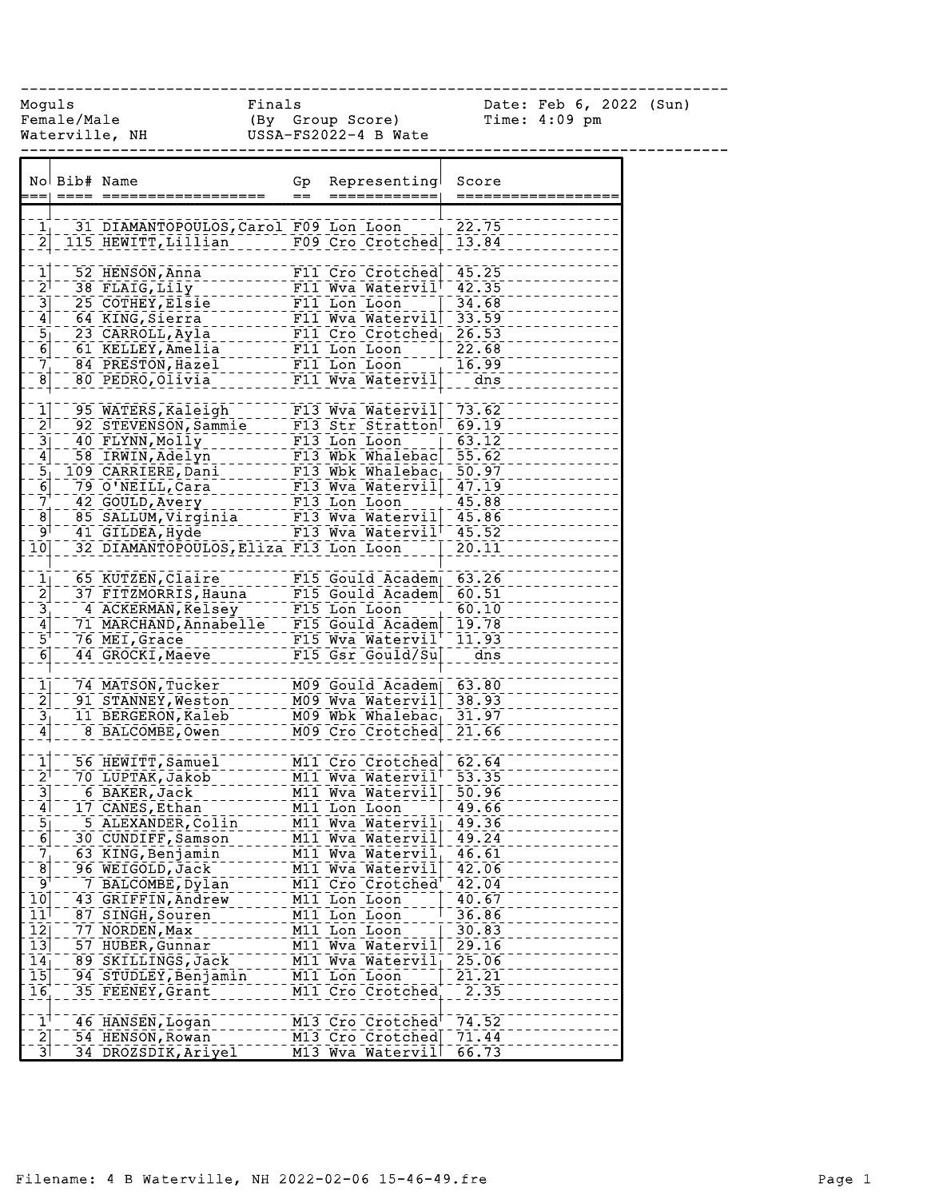Moguls | Finals | Date: Feb 6, 2022 (Sun)
Female/Male | (By Group Score) | Time: 4:09 pm
Waterville, NH | USSA-FS2022-4 B Wate

| No | Bib# | Name | Gp | Representing | Score |
|---|---|---|---|---|---|
| 1 | 31 | DIAMANTOPOULOS,Carol | F09 | Lon Loon | 22.75 |
| 2 | 115 | HEWITT,Lillian | F09 | Cro Crotched | 13.84 |
| | | | | | |
| 1 | 52 | HENSON,Anna | F11 | Cro Crotched | 45.25 |
| 2 | 38 | FLAIG,Lily | F11 | Wva Watervil | 42.35 |
| 3 | 25 | COTHEY,Elsie | F11 | Lon Loon | 34.68 |
| 4 | 64 | KING,Sierra | F11 | Wva Watervil | 33.59 |
| 5 | 23 | CARROLL,Ayla | F11 | Cro Crotched | 26.53 |
| 6 | 61 | KELLEY,Amelia | F11 | Lon Loon | 22.68 |
| 7 | 84 | PRESTON,Hazel | F11 | Lon Loon | 16.99 |
| 8 | 80 | PEDRO,Olivia | F11 | Wva Watervil | dns |
| | | | | | |
| 1 | 95 | WATERS,Kaleigh | F13 | Wva Watervil | 73.62 |
| 2 | 92 | STEVENSON,Sammie | F13 | Str Stratton | 69.19 |
| 3 | 40 | FLYNN,Molly | F13 | Lon Loon | 63.12 |
| 4 | 58 | IRWIN,Adelyn | F13 | Wbk Whalebac | 55.62 |
| 5 | 109 | CARRIERE,Dani | F13 | Wbk Whalebac | 50.97 |
| 6 | 79 | O'NEILL,Cara | F13 | Wva Watervil | 47.19 |
| 7 | 42 | GOULD,Avery | F13 | Lon Loon | 45.88 |
| 8 | 85 | SALLUM,Virginia | F13 | Wva Watervil | 45.86 |
| 9 | 41 | GILDEA,Hyde | F13 | Wva Watervil | 45.52 |
| 10 | 32 | DIAMANTOPOULOS,Eliza | F13 | Lon Loon | 20.11 |
| | | | | | |
| 1 | 65 | KUTZEN,Claire | F15 | Gould Academ | 63.26 |
| 2 | 37 | FITZMORRIS,Hauna | F15 | Gould Academ | 60.51 |
| 3 | 4 | ACKERMAN,Kelsey | F15 | Lon Loon | 60.10 |
| 4 | 71 | MARCHAND,Annabelle | F15 | Gould Academ | 19.78 |
| 5 | 76 | MEI,Grace | F15 | Wva Watervil | 11.93 |
| 6 | 44 | GROCKI,Maeve | F15 | Gsr Gould/Su | dns |
| | | | | | |
| 1 | 74 | MATSON,Tucker | M09 | Gould Academ | 63.80 |
| 2 | 91 | STANNEY,Weston | M09 | Wva Watervil | 38.93 |
| 3 | 11 | BERGERON,Kaleb | M09 | Wbk Whalebac | 31.97 |
| 4 | 8 | BALCOMBE,Owen | M09 | Cro Crotched | 21.66 |
| | | | | | |
| 1 | 56 | HEWITT,Samuel | M11 | Cro Crotched | 62.64 |
| 2 | 70 | LUPTAK,Jakob | M11 | Wva Watervil | 53.35 |
| 3 | 6 | BAKER,Jack | M11 | Wva Watervil | 50.96 |
| 4 | 17 | CANES,Ethan | M11 | Lon Loon | 49.66 |
| 5 | 5 | ALEXANDER,Colin | M11 | Wva Watervil | 49.36 |
| 6 | 30 | CUNDIFF,Samson | M11 | Wva Watervil | 49.24 |
| 7 | 63 | KING,Benjamin | M11 | Wva Watervil | 46.61 |
| 8 | 96 | WEIGOLD,Jack | M11 | Wva Watervil | 42.06 |
| 9 | 7 | BALCOMBE,Dylan | M11 | Cro Crotched | 42.04 |
| 10 | 43 | GRIFFIN,Andrew | M11 | Lon Loon | 40.67 |
| 11 | 87 | SINGH,Souren | M11 | Lon Loon | 36.86 |
| 12 | 77 | NORDEN,Max | M11 | Lon Loon | 30.83 |
| 13 | 57 | HUBER,Gunnar | M11 | Wva Watervil | 29.16 |
| 14 | 89 | SKILLINGS,Jack | M11 | Wva Watervil | 25.06 |
| 15 | 94 | STUDLEY,Benjamin | M11 | Lon Loon | 21.21 |
| 16 | 35 | FEENEY,Grant | M11 | Cro Crotched | 2.35 |
| | | | | | |
| 1 | 46 | HANSEN,Logan | M13 | Cro Crotched | 74.52 |
| 2 | 54 | HENSON,Rowan | M13 | Cro Crotched | 71.44 |
| 3 | 34 | DROZSDIK,Ariyel | M13 | Wva Watervil | 66.73 |

Filename: 4 B Waterville, NH 2022-02-06 15-46-49.fre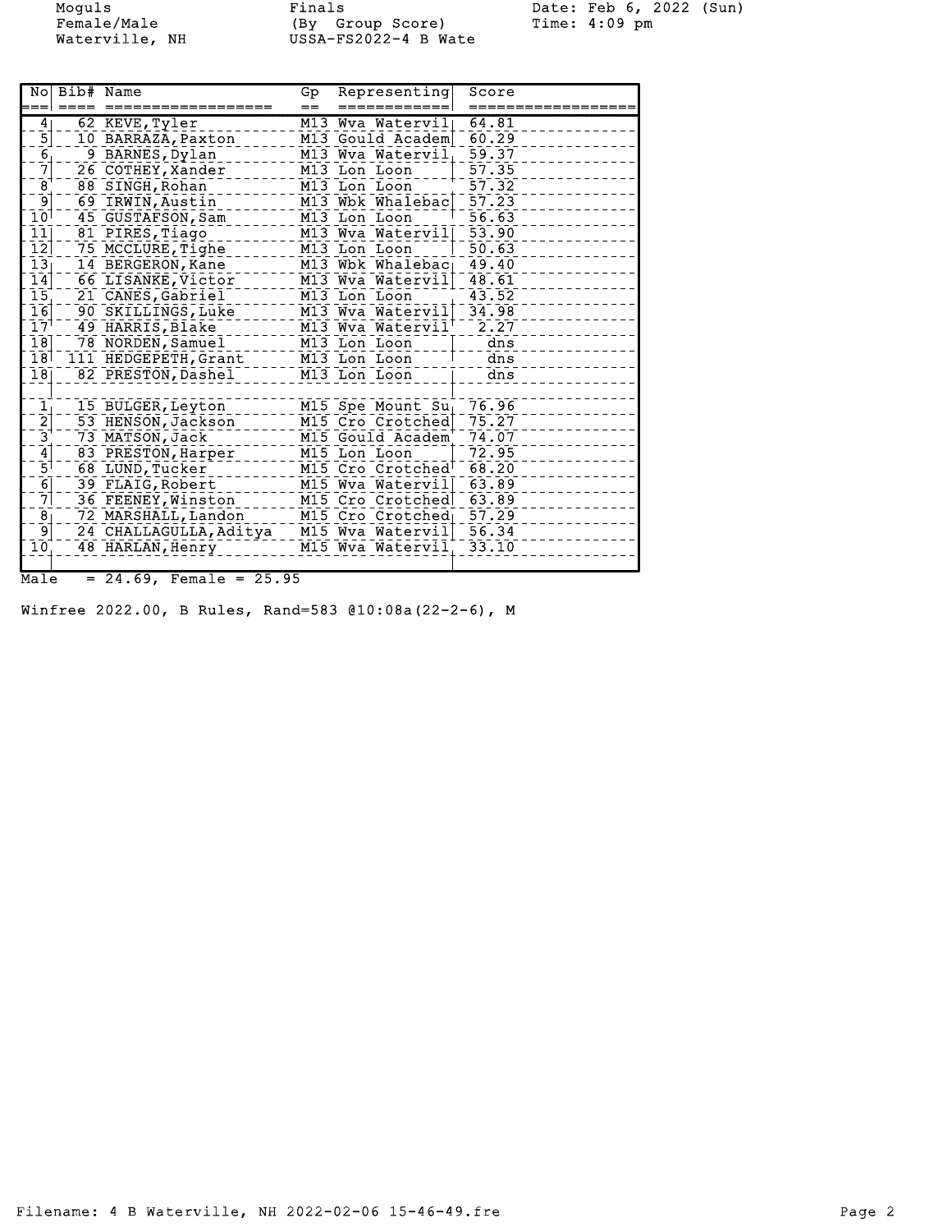Moguls
Female/Male
Waterville, NH

Finals
(By Group Score)
USSA-FS2022-4 B Wate

Date: Feb 6, 2022 (Sun)
Time: 4:09 pm

| No | Bib# | Name | Gp | Representing | Score |
|---|---|---|---|---|---|
| 4 | 62 | KEVE,Tyler | M13 | Wva Watervil | 64.81 |
| 5 | 10 | BARRAZA,Paxton | M13 | Gould Academ | 60.29 |
| 6 | 9 | BARNES,Dylan | M13 | Wva Watervil | 59.37 |
| 7 | 26 | COTHEY,Xander | M13 | Lon Loon | 57.35 |
| 8 | 88 | SINGH,Rohan | M13 | Lon Loon | 57.32 |
| 9 | 69 | IRWIN,Austin | M13 | Wbk Whalebac | 57.23 |
| 10 | 45 | GUSTAFSON,Sam | M13 | Lon Loon | 56.63 |
| 11 | 81 | PIRES,Tiago | M13 | Wva Watervil | 53.90 |
| 12 | 75 | MCCLURE,Tighe | M13 | Lon Loon | 50.63 |
| 13 | 14 | BERGERON,Kane | M13 | Wbk Whalebac | 49.40 |
| 14 | 66 | LISANKE,Victor | M13 | Wva Watervil | 48.61 |
| 15 | 21 | CANES,Gabriel | M13 | Lon Loon | 43.52 |
| 16 | 90 | SKILLINGS,Luke | M13 | Wva Watervil | 34.98 |
| 17 | 49 | HARRIS,Blake | M13 | Wva Watervil | 2.27 |
| 18 | 78 | NORDEN,Samuel | M13 | Lon Loon | dns |
| 18 | 111 | HEDGEPETH,Grant | M13 | Lon Loon | dns |
| 18 | 82 | PRESTON,Dashel | M13 | Lon Loon | dns |
| | | | | | |
| 1 | 15 | BULGER,Leyton | M15 | Spe Mount Su | 76.96 |
| 2 | 53 | HENSON,Jackson | M15 | Cro Crotched | 75.27 |
| 3 | 73 | MATSON,Jack | M15 | Gould Academ | 74.07 |
| 4 | 83 | PRESTON,Harper | M15 | Lon Loon | 72.95 |
| 5 | 68 | LUND,Tucker | M15 | Cro Crotched | 68.20 |
| 6 | 39 | FLAIG,Robert | M15 | Wva Watervil | 63.89 |
| 7 | 36 | FEENEY,Winston | M15 | Cro Crotched | 63.89 |
| 8 | 72 | MARSHALL,Landon | M15 | Cro Crotched | 57.29 |
| 9 | 24 | CHALLAGULLA,Aditya | M15 | Wva Watervil | 56.34 |
| 10 | 48 | HARLAN,Henry | M15 | Wva Watervil | 33.10 |

Male = 24.69, Female = 25.95

Winfree 2022.00, B Rules, Rand=583 @10:08a(22-2-6), M

Filename: 4 B Waterville, NH 2022-02-06 15-46-49.fre